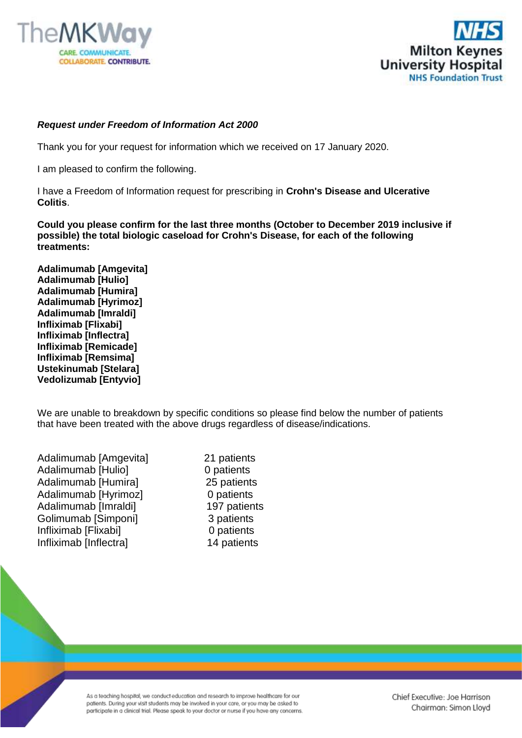***Request under Freedom of Information Act 2000***

Thank you for your request for information which we received on 17 January 2020.

I am pleased to confirm the following.

I have a Freedom of Information request for prescribing in **Crohn's Disease and Ulcerative Colitis**.

**Could you please confirm for the last three months (October to December 2019 inclusive if possible) the total biologic caseload for Crohn's Disease, for each of the following treatments:**

**Adalimumab [Amgevita]**
**Adalimumab [Hulio]**
**Adalimumab [Humira]**
**Adalimumab [Hyrimoz]**
**Adalimumab [Imraldi]**
**Infliximab [Flixabi]**
**Infliximab [Inflectra]**
**Infliximab [Remicade]**
**Infliximab [Remsima]**
**Ustekinumab [Stelara]**
**Vedolizumab [Entyvio]**

We are unable to breakdown by specific conditions so please find below the number of patients that have been treated with the above drugs regardless of disease/indications.

| | |
|---|---|
| Adalimumab [Amgevita] | 21 patients |
| Adalimumab [Hulio] | 0 patients |
| Adalimumab [Humira] | 25 patients |
| Adalimumab [Hyrimoz] | 0 patients |
| Adalimumab [Imraldi] | 197 patients |
| Golimumab [Simponi] | 3 patients |
| Infliximab [Flixabi] | 0 patients |
| Infliximab [Inflectra] | 14 patients |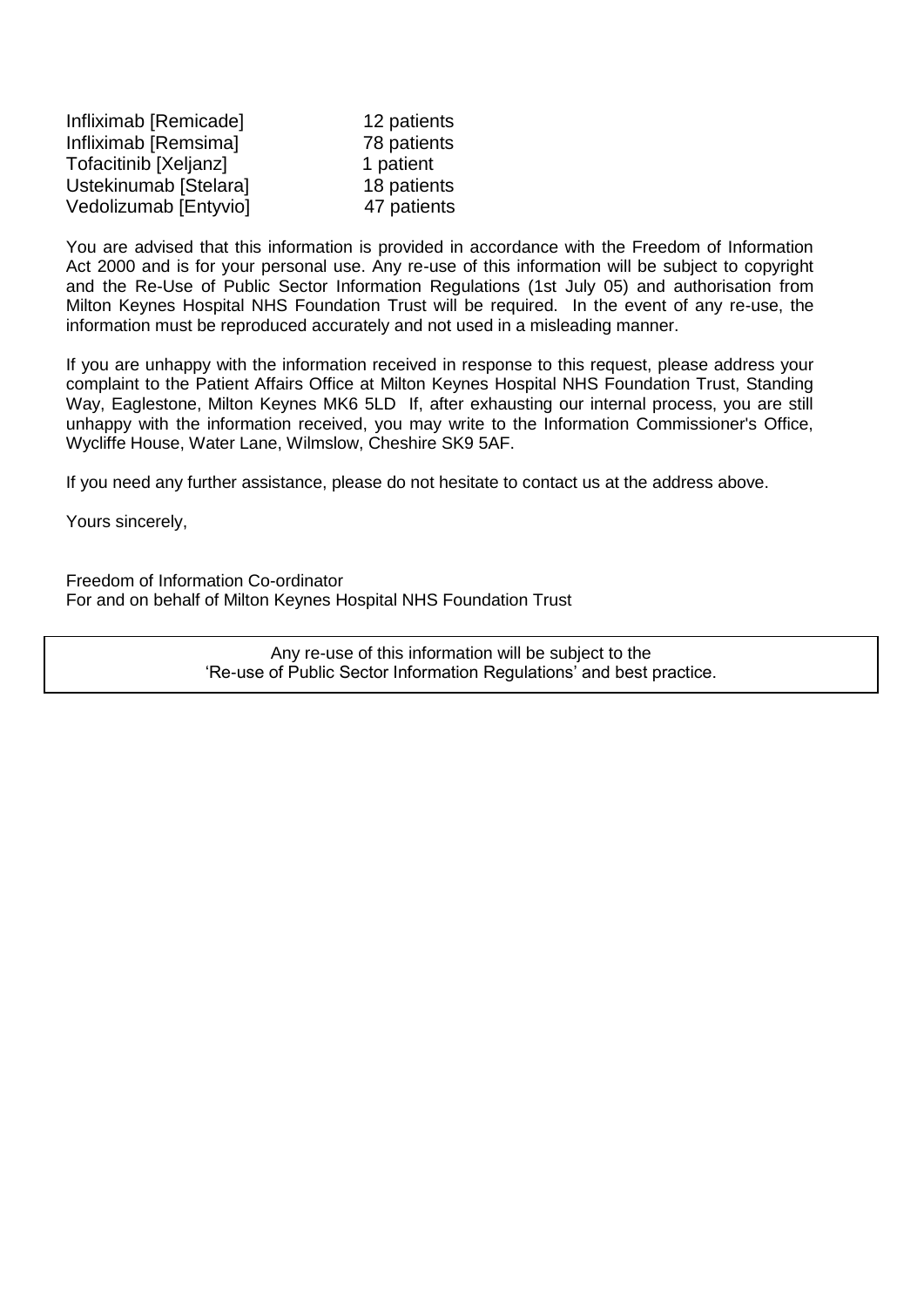| | |
|---|---|
| Infliximab [Remicade] | 12 patients |
| Infliximab [Remsima] | 78 patients |
| Tofacitinib [Xeljanz] | 1 patient |
| Ustekinumab [Stelara] | 18 patients |
| Vedolizumab [Entyvio] | 47 patients |

You are advised that this information is provided in accordance with the Freedom of Information Act 2000 and is for your personal use. Any re-use of this information will be subject to copyright and the Re-Use of Public Sector Information Regulations (1st July 05) and authorisation from Milton Keynes Hospital NHS Foundation Trust will be required. In the event of any re-use, the information must be reproduced accurately and not used in a misleading manner.

If you are unhappy with the information received in response to this request, please address your complaint to the Patient Affairs Office at Milton Keynes Hospital NHS Foundation Trust, Standing Way, Eaglestone, Milton Keynes MK6 5LD If, after exhausting our internal process, you are still unhappy with the information received, you may write to the Information Commissioner's Office, Wycliffe House, Water Lane, Wilmslow, Cheshire SK9 5AF.

If you need any further assistance, please do not hesitate to contact us at the address above.

Yours sincerely,

Freedom of Information Co-ordinator
For and on behalf of Milton Keynes Hospital NHS Foundation Trust

Any re-use of this information will be subject to the 'Re-use of Public Sector Information Regulations' and best practice.